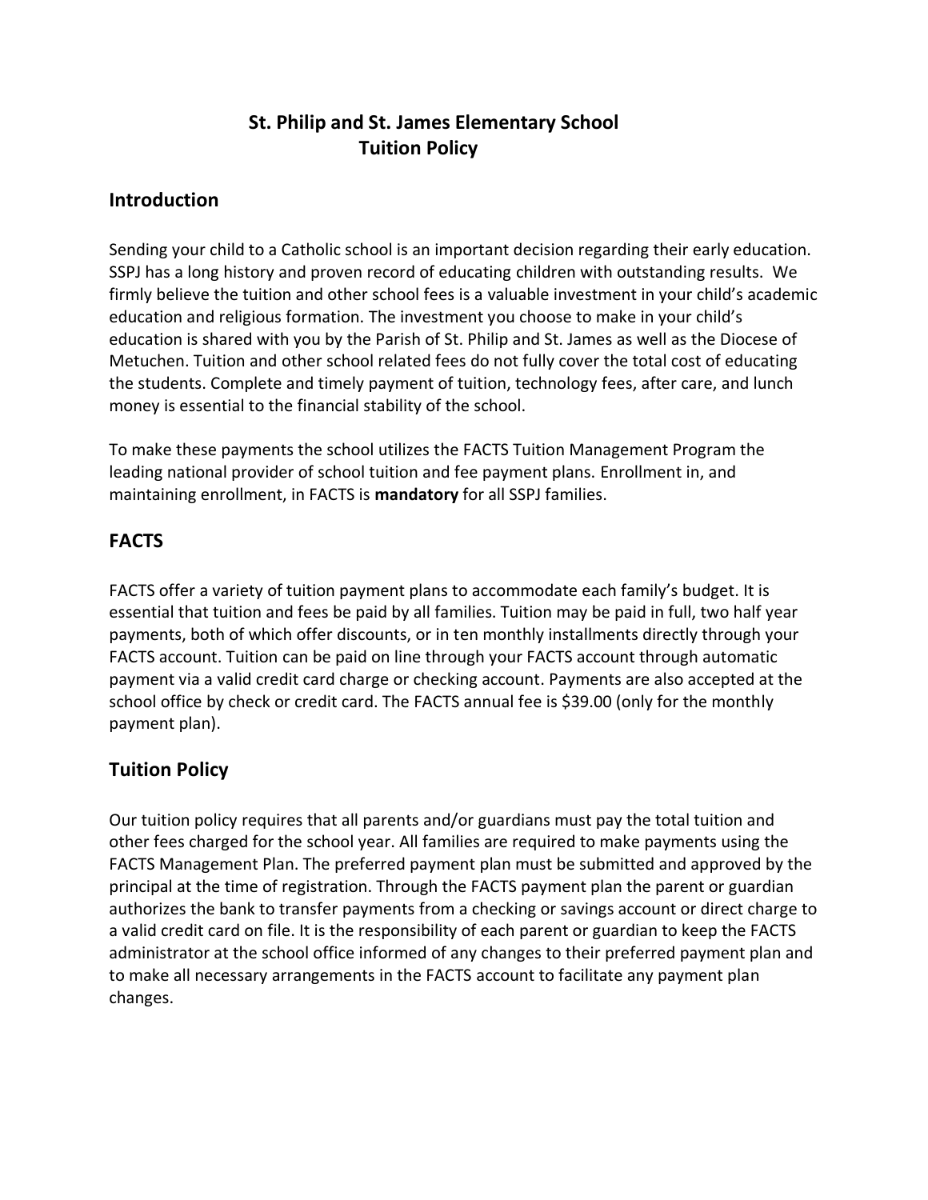# St. Philip and St. James Elementary School
# Tuition Policy

## Introduction

Sending your child to a Catholic school is an important decision regarding their early education. SSPJ has a long history and proven record of educating children with outstanding results. We firmly believe the tuition and other school fees is a valuable investment in your child's academic education and religious formation. The investment you choose to make in your child's education is shared with you by the Parish of St. Philip and St. James as well as the Diocese of Metuchen. Tuition and other school related fees do not fully cover the total cost of educating the students. Complete and timely payment of tuition, technology fees, after care, and lunch money is essential to the financial stability of the school.

To make these payments the school utilizes the FACTS Tuition Management Program the leading national provider of school tuition and fee payment plans. Enrollment in, and maintaining enrollment, in FACTS is **mandatory** for all SSPJ families.

## FACTS

FACTS offer a variety of tuition payment plans to accommodate each family's budget. It is essential that tuition and fees be paid by all families. Tuition may be paid in full, two half year payments, both of which offer discounts, or in ten monthly installments directly through your FACTS account. Tuition can be paid on line through your FACTS account through automatic payment via a valid credit card charge or checking account. Payments are also accepted at the school office by check or credit card. The FACTS annual fee is $39.00 (only for the monthly payment plan).

## Tuition Policy

Our tuition policy requires that all parents and/or guardians must pay the total tuition and other fees charged for the school year. All families are required to make payments using the FACTS Management Plan. The preferred payment plan must be submitted and approved by the principal at the time of registration. Through the FACTS payment plan the parent or guardian authorizes the bank to transfer payments from a checking or savings account or direct charge to a valid credit card on file. It is the responsibility of each parent or guardian to keep the FACTS administrator at the school office informed of any changes to their preferred payment plan and to make all necessary arrangements in the FACTS account to facilitate any payment plan changes.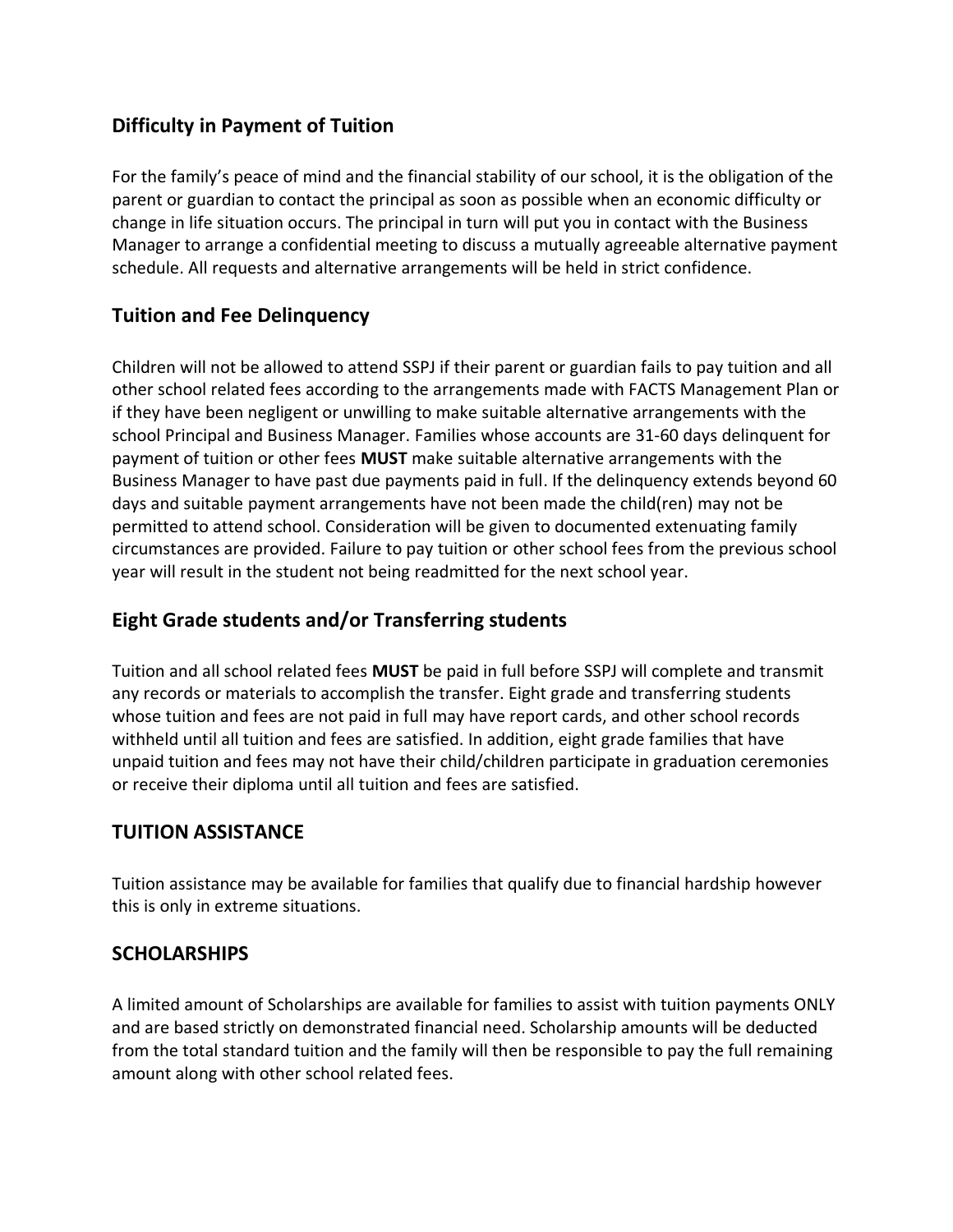## Difficulty in Payment of Tuition

For the family's peace of mind and the financial stability of our school, it is the obligation of the parent or guardian to contact the principal as soon as possible when an economic difficulty or change in life situation occurs. The principal in turn will put you in contact with the Business Manager to arrange a confidential meeting to discuss a mutually agreeable alternative payment schedule. All requests and alternative arrangements will be held in strict confidence.

## Tuition and Fee Delinquency

Children will not be allowed to attend SSPJ if their parent or guardian fails to pay tuition and all other school related fees according to the arrangements made with FACTS Management Plan or if they have been negligent or unwilling to make suitable alternative arrangements with the school Principal and Business Manager. Families whose accounts are 31-60 days delinquent for payment of tuition or other fees **MUST** make suitable alternative arrangements with the Business Manager to have past due payments paid in full. If the delinquency extends beyond 60 days and suitable payment arrangements have not been made the child(ren) may not be permitted to attend school. Consideration will be given to documented extenuating family circumstances are provided. Failure to pay tuition or other school fees from the previous school year will result in the student not being readmitted for the next school year.

## Eight Grade students and/or Transferring students

Tuition and all school related fees **MUST** be paid in full before SSPJ will complete and transmit any records or materials to accomplish the transfer. Eight grade and transferring students whose tuition and fees are not paid in full may have report cards, and other school records withheld until all tuition and fees are satisfied. In addition, eight grade families that have unpaid tuition and fees may not have their child/children participate in graduation ceremonies or receive their diploma until all tuition and fees are satisfied.

## TUITION ASSISTANCE

Tuition assistance may be available for families that qualify due to financial hardship however this is only in extreme situations.

## SCHOLARSHIPS

A limited amount of Scholarships are available for families to assist with tuition payments ONLY and are based strictly on demonstrated financial need. Scholarship amounts will be deducted from the total standard tuition and the family will then be responsible to pay the full remaining amount along with other school related fees.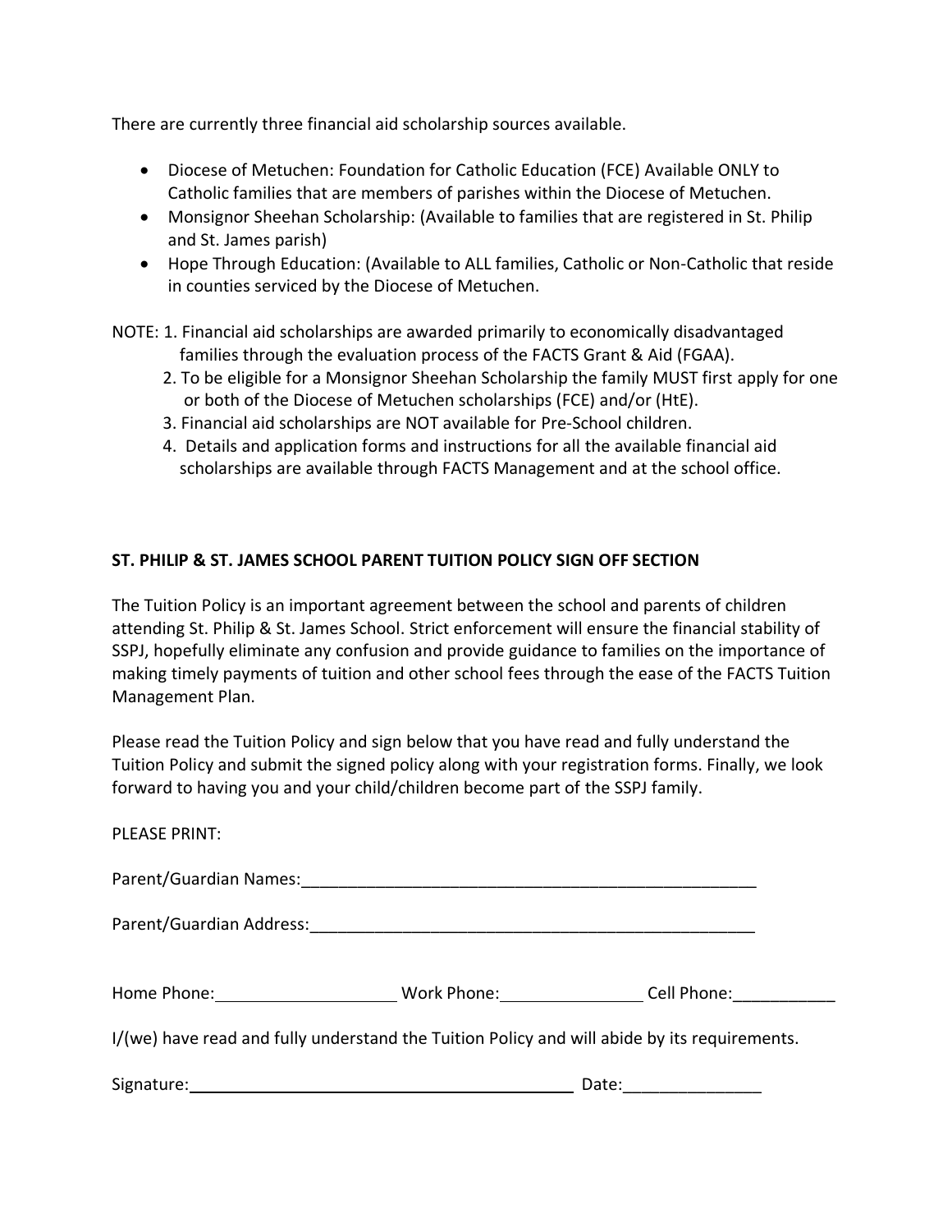There are currently three financial aid scholarship sources available.

- Diocese of Metuchen: Foundation for Catholic Education (FCE) Available ONLY to Catholic families that are members of parishes within the Diocese of Metuchen.
- Monsignor Sheehan Scholarship: (Available to families that are registered in St. Philip and St. James parish)
- Hope Through Education: (Available to ALL families, Catholic or Non-Catholic that reside in counties serviced by the Diocese of Metuchen.

NOTE:
1. Financial aid scholarships are awarded primarily to economically disadvantaged families through the evaluation process of the FACTS Grant & Aid (FGAA).
2. To be eligible for a Monsignor Sheehan Scholarship the family MUST first apply for one or both of the Diocese of Metuchen scholarships (FCE) and/or (HtE).
3. Financial aid scholarships are NOT available for Pre-School children.
4. Details and application forms and instructions for all the available financial aid scholarships are available through FACTS Management and at the school office.

**ST. PHILIP & ST. JAMES SCHOOL PARENT TUITION POLICY SIGN OFF SECTION**

The Tuition Policy is an important agreement between the school and parents of children attending St. Philip & St. James School. Strict enforcement will ensure the financial stability of SSPJ, hopefully eliminate any confusion and provide guidance to families on the importance of making timely payments of tuition and other school fees through the ease of the FACTS Tuition Management Plan.

Please read the Tuition Policy and sign below that you have read and fully understand the Tuition Policy and submit the signed policy along with your registration forms. Finally, we look forward to having you and your child/children become part of the SSPJ family.

PLEASE PRINT:

Parent/Guardian Names:_____________________________________________________

Parent/Guardian Address:___________________________________________________

Home Phone:____________________ Work Phone:________________ Cell Phone:___________

I/(we) have read and fully understand the Tuition Policy and will abide by its requirements.

Signature:____________________________________________ Date:_______________